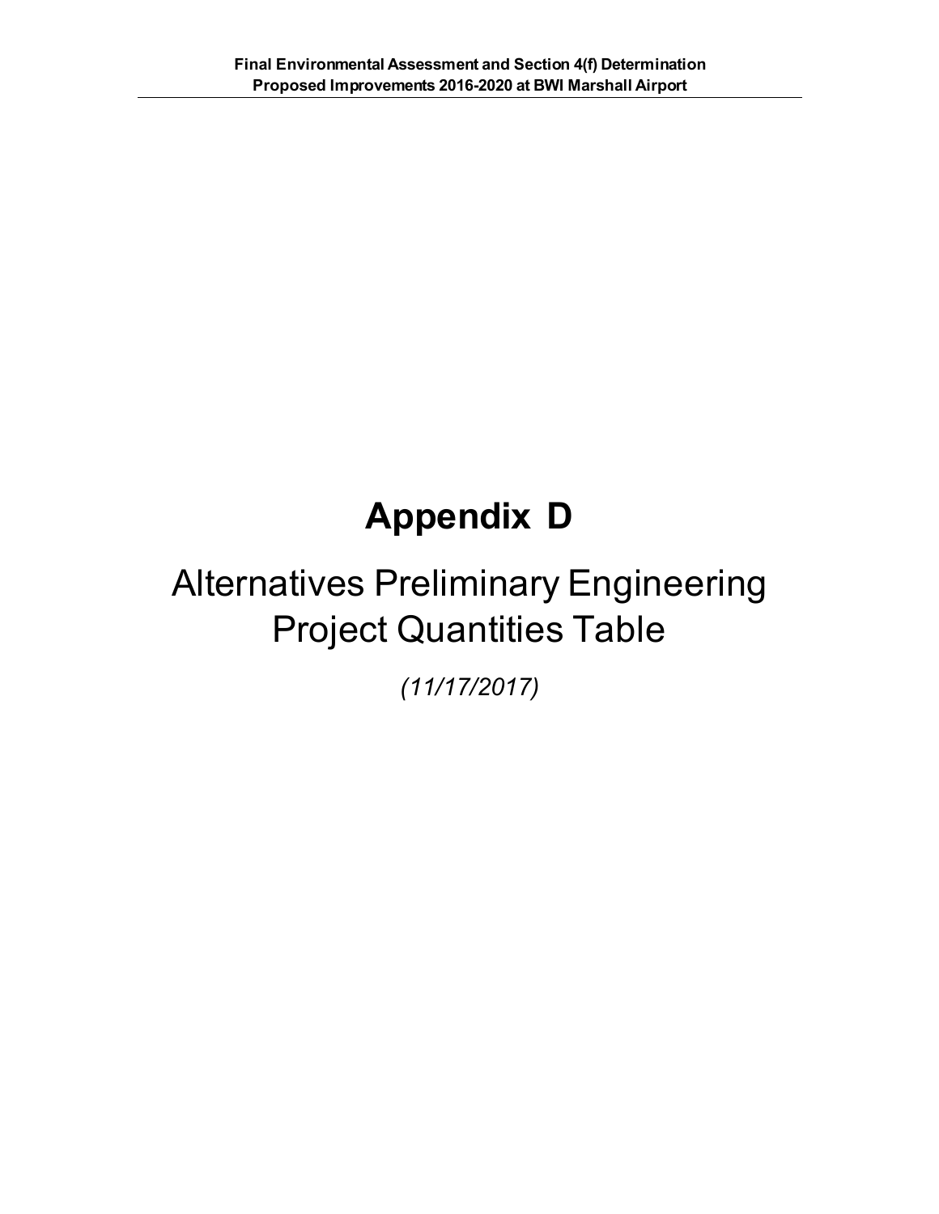# Appendix D

## Alternatives Preliminary Engineering Project Quantities Table

*(11/17/2017)*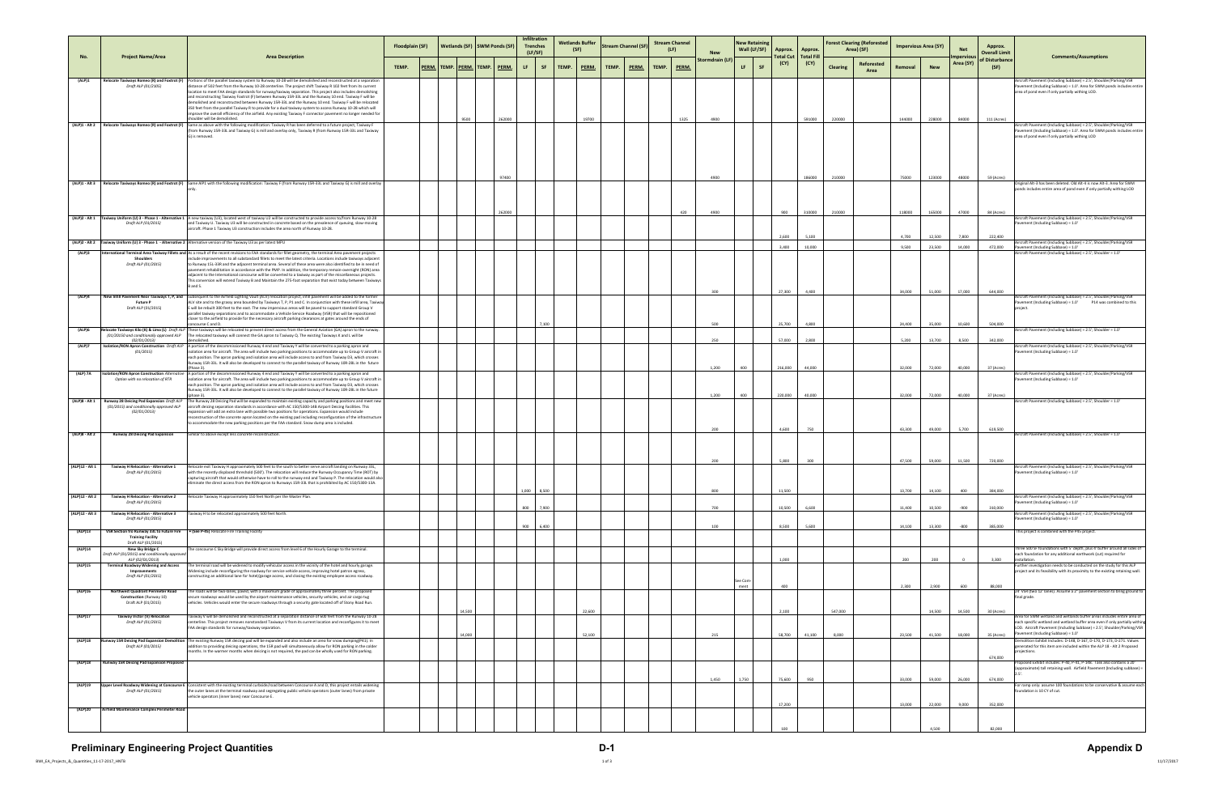| No. | Project Name/Area | Area Description | Floodplain (SF) | | Wetlands (SF) | | SWM Ponds (SF) | | Infiltration Trenches (LF/SF) | | Wetlands Buffer (SF) | | Stream Channel (SF) | | Stream Channel (LF) | | New Stormdrain (LF) | New Retaining Wall (LF/SF) | | Approx. Total Cut (CY) | Approx. Total Fill (CY) | Forest Clearing (Reforested Area) (SF) | | Impervious Area (SY) | | Net Impervious Area (SY) | Approx. Overall Limit of Disturbance (SF) | Comments/Assumptions |
|---|---|---|---|---|---|---|---|---|---|---|---|---|---|---|---|---|---|---|---|---|---|---|---|---|---|---|---|---|
| | | | TEMP. | PERM. | TEMP. | PERM. | TEMP. | PERM. | LF | SF | TEMP. | PERM. | TEMP. | PERM. | TEMP. | PERM. | | LF | SF | | | Clearing | Reforested Area | Removal | New | | | |
| (ALP)1 | Relocate Taxiways Romeo (R) and Foxtrot (F) *Draft ALP (01/2015)* | Portions of the parallel taxiway system to Runway 10-28 will be demolished and reconstructed at a separation distance of 562 feet from the Runway 10-28 centerline. The project shift Taxiway R 162 feet from its current location to meet FAA design standards for runway/taxiway separation. This project also includes demolishing and reconstructing Taxiway Foxtrot (F) between Runway 15R-33L and the Runway 10 end. Taxiway F will be demolished and reconstructed between Runway 15R-33L and the Runway 10 end. Taxiway F will be relocated 150 feet from the parallel Taxiway R to provide for a dual taxiway system to access Runway 10-28 which will improve the overall efficiency of the airfield. Any existing Taxiway F connector pavement no longer needed for shoulder will be demolished. | | | | 9500 | | 262000 | | | | 19700 | | | | 1325 | 4900 | | | | 591000 | 220000 | | 144000 | 228000 | 84000 | 111 (Acres) | Aircraft Pavement (including Subbase) = 2.5'; Shoulder/Parking/VSR Pavement (including Subbase) = 1.0'. Area for SWM ponds includes entire area of pond even if only partially withing LOD. |
| (ALP)1 - Alt 2 | Relocate Taxiways Romeo (R) and Foxtrot (F) | Same as above with the following modification: Taxiway R has been deferred to a future project, Taxiway F (from Runway 15R-33L and Taxiway G) is mill and overlay only, Taxiway R (from Runway 15R-33L and Taxiway G) is removed. | | | | | | 97400 | | | | | | | | | 4900 | | | | 186000 | 210000 | | 75000 | 123000 | 48000 | 59 (Acres) | Aircraft Pavement (including Subbase) = 2.5'; Shoulder/Parking/VSR Pavement (including Subbase) = 1.0'. Area for SWM ponds includes entire area of pond even if only partially withing LOD |
| (ALP)1 - Alt 3 | Relocate Taxiways Romeo (R) and Foxtrot (F) | Same AIP1 with the following modification: Taxiway F (from Runway 15R-33L and Taxiway G) is mill and overlay only. | | | | | | 262000 | | | | | | | | 420 | 4900 | | | 900 | 310000 | 210000 | | 118000 | 165000 | 47000 | 84 (Acres) | Original Alt-3 has been deleted. Old Alt-4 is now Alt-3. Area for SWM ponds includes entire area of pond even if only partially withing LOD |
| (ALP)2 - Alt 1 | Taxiway Uniform (U) 3 - Phase 1 - Alternative 1 *Draft ALP (01/2015)* | A new taxiway (U3), located west of taxiway U2 will be constructed to provide access to/from Runway 10-28 and Taxiway U. Taxiway U3 will be constructed in concrete based on the prevalence of queuing, slow-moving aircraft. Phase 1 Taxiway U3 construction includes the area north of Runway 10-28. | | | | | | | | | | | | | | | | | | 2,600 | 5,100 | | | 4,700 | 12,500 | 7,800 | 222,400 | Aircraft Pavement (including Subbase) = 2.5'; Shoulder/Parking/VSR Pavement (including Subbase) = 1.0' |
| (ALP)2 - Alt 2 | Taxiway Uniform (U) 3 - Phase 1 - Alternative 2 | Alternative version of the Taxiway U3 as per latest MPU | | | | | | | | | | | | | | | | | | 3,400 | 10,000 | | | 9,500 | 23,500 | 14,000 | 472,800 | Aircraft Pavement (including Subbase) = 2.5'; Shoulder/Parking/VSR Pavement (including Subbase) = 1.0' |
| (ALP)3 | International Terminal Area Taxiway Fillets and Shoulders *Draft ALP (01/2015)* | As a result of the recent revisions to FAA standards for fillet geometry, the terminal Area pavement projects include improvements to all substandard fillets to meet the latest criteria. Locations include taxiways adjacent to Runway 15L-33R and the adjacent terminal area. Several of these area were also identified to be in need of pavement rehabilitation in accordance with the PMP. In addition, the temporary remain-overnight (RON) area adjacent to the International concourse will be converted to a taxiway as part of the miscellaneous projects. This conversion will extend Taxiway B and Maintain the 275-foot separation that exist today between Taxiways B and S. | | | | | | | | | | | | | | | 300 | | | 27,300 | 4,400 | | | 34,000 | 51,000 | 17,000 | 644,000 | Aircraft Pavement (including Subbase) = 2.5'; Shoulder = 1.0' |
| (ALP)4 | New Infill Pavement Near Taxiways Y, P, and Future P *Draft ALP (01/2015)* | Subsequent to the Airfield Lighting Vault (ALV) relocation project, infill pavement will be added to the former ALV site and to the grassy area bounded by Taxiways Y, P, P1 and C. In conjunction with these infill area, Taxiway E will be rebuilt 300 feet to the east. The new impervious areas will be paved to support standard Group V parallel taxiway separations and to accommodate a Vehicle Service Roadway (VSR) that will be repositioned closer to the airfield to provide for the necessary aircraft parking clearances at gates around the ends of concourse C and D. | | | | | | | | | 7,100 | | | | | | 500 | | | 25,700 | 4,800 | | | 24,400 | 35,000 | 10,600 | 504,000 | Aircraft Pavement (including Subbase) = 2.5'; Shoulder/Parking/VSR Pavement (including Subbase) = 1.0'     P14 was combined to this project. |
| (ALP)5 | Relocate Taxiways Kilo (K) & Lima (L) *Draft ALP (01/2015) and conditionally approved ALP (02/01/2013)* | These taxiways will be relocated to prevent direct access from the General Aviation (GA) apron to the runway. The relocated taxiways will connect the GA apron to Taxiway Q. The existing Taxiways K and L will be demolished. | | | | | | | | | | | | | | | 250 | | | 57,800 | 2,800 | | | 5,200 | 13,700 | 8,500 | 342,800 | Aircraft Pavement (including Subbase) = 2.5'; Shoulder = 1.0' |
| (ALP)7 | Isolation/RON Apron Construction *Draft ALP (01/2015)* | A portion of the decommissioned Runway 4 end and Taxiway Y will be converted to a parking apron and isolation area for aircraft. The area will include two parking positions to accommodate up to Group V aircraft in each position. The apron parking and isolation area will include access to and from Taxiway D3, which crosses Runway 15R-33L. It will also be developed to connect to the parallel taxiway of Runway 10R-28L in the future (Phase 3). | | | | | | | | | | | | | | | 1,200 | 400 | | 216,000 | 44,000 | | | 32,000 | 72,000 | 40,000 | 37 (Acres) | Aircraft Pavement (including Subbase) = 2.5'; Shoulder/Parking/VSR Pavement (including Subbase) = 1.0' |
| (ALP) 7A | Isolation/RON Apron Construction *Alternative Option with no relocation of VTR* | A portion of the decommissioned Runway 4 end and Taxiway Y will be converted to a parking apron and isolation area for aircraft. The area will include two parking positions to accommodate up to Group V aircraft in each position. The apron parking and isolation area will include access to and from Taxiway D3, which crosses Runway 15R-33L. It will also be developed to connect to the parallel taxiway of Runway 10R-28L in the future (phase 3). | | | | | | | | | | | | | | | 1,200 | 400 | | 220,000 | 40,000 | | | 32,000 | 72,000 | 40,000 | 37 (Acres) | Aircraft Pavement (including Subbase) = 2.5'; Shoulder/Parking/VSR Pavement (including Subbase) = 1.0' |
| (ALP)8 - Alt 1 | Runway 28 Deicing Pad Expansion *Draft ALP (01/2015) and conditionally approved ALP (02/01/2013)* | The Runway 28 Deicing Pad will be expanded to maintain existing capacity and parking positions and meet new aircraft deicing separation standards in accordance with AC 150/5300-14B Airport Deicing Facilities. This expansion will add an extra lane with possible two positions for operations. Expansion would include reconstruction of the concrete apron located on the existing pad including reconfiguration of the infrastructure to accommodate the new parking positions per the FAA standard. Snow dump area is included. | | | | | | | | | | | | | | | 200 | | | 4,600 | 750 | | | 43,300 | 49,000 | 5,700 | 619,500 | Aircraft Pavement (including Subbase) = 2.5'; Shoulder = 1.0' |
| (ALP)8 - Alt 2 | Runway 28 Deicing Pad Expansion | Similar to above except less concrete reconstruction. | | | | | | | | | | | | | | | 200 | | | 5,800 | 300 | | | 47,500 | 59,000 | 11,500 | 720,000 | Aircraft Pavement (including Subbase) = 2.5'; Shoulder = 1.0' |
| (ALP)12 - Alt 1 | Taxiway H Relocation - Alternative 1 *Draft ALP (01/2015)* | Relocate exit Taxiway H approximately 500 feet to the south to better serve aircraft landing on Runway 33L with the recently displaced threshold (500'). The relocation will reduce the Runway Occupancy Time (ROT) by capturing aircraft that would otherwise have to roll to the runway end and Taxiway P. The relocation would also eliminate the direct access from the RON apron to Runway 15R-33L that is prohibited by AC 150/5300-13A. | | | | | | | 1,000 | 8,500 | | | | | | | 800 | | | 11,300 | | | | 13,700 | 14,100 | 400 | 384,000 | Aircraft Pavement (including Subbase) = 2.5'; Shoulder/Parking/VSR Pavement (including Subbase) = 1.0' |
| (ALP)12 - Alt 2 | Taxiway H Relocation - Alternative 2 *Draft ALP (01/2015)* | Relocate Taxiway H approximately 150 feet North per the Master Plan. | | | | | | | 800 | 7,900 | | | | | | | 700 | | | 10,900 | 6,600 | | | 11,400 | 10,500 | -900 | 310,000 | Aircraft Pavement (including Subbase) = 2.5'; Shoulder/Parking/VSR Pavement (including Subbase) = 1.0' |
| (ALP)12 - Alt 3 | Taxiway H Relocation - Alternative 3 *Draft ALP (01/2015)* | Taxiway H to be relocated approximately 500 feet North. | | | | | | | 900 | 6,400 | | | | | | | 100 | | | 8,500 | 5,600 | | | 14,100 | 13,300 | -800 | 385,000 | Aircraft Pavement (including Subbase) = 2.5'; Shoulder/Parking/VSR Pavement (including Subbase) = 1.0' |
| (ALP)13 | VSR Section fro Runway 33L to Future Fire Training Facility *Draft ALP (01/2015)* | --> (See P-05) Relocate Fire Training Facility | | | | | | | | | | | | | | | | | | | | | | | | | | This project is combined with the P05 project. |
| (ALP)14 | New Sky Bridge C *Draft ALP (01/2015) and conditionally approved ALP (02/01/2013)* | The concourse C Sky Bridge will provide direct access from levels of the Hourly Garage to the terminal. | | | | | | | | | | | | | | | | | | 1,000 | | | | 200 | 200 | 0 | 3,300 | Three 500 sf foundations with 5' depth, plus 6' buffer around all sides of each foundation for any additional earthwork (cut) required for installation. |
| (ALP)15 | Terminal Roadway Widening and Access Improvements *Draft ALP (01/2015)* | The terminal road will be widened to modify vehicular access in the vicinity of the hotel and hourly garage. Widening include reconfiguring the roadway for service vehicle access, improving hotel patron egress, constructing an additional lane for hotel/garage access, and closing the existing employee access roadway. | | | | | | | | | | | | | | | See Comment | | | 400 | | | | 2,300 | 2,900 | 600 | 88,000 | Further investigation needs to be conducted on the study for this ALP project and its feasibility with its proximity to the existing retaining wall. |
| (ALP)16 | Northwest Quadrant Perimeter Road Construction (Runway 10) *Draft ALP (01/2015)* | The roads will be two lanes, paved, with a maximum grade of approximately three percent. The proposed secure roadways would be used by the airport maintenance vehicles, security vehicles, and air cargo tug vehicles. Vehicles would enter the secure roadways through a security gate located off of Stony Road Run. | | | | 14,500 | | | | | | 22,600 | | | | | | | | 2,100 | | 547,000 | | | 14,500 | 14,500 | 30 (Acres) | 39' VSR (two 12' lanes). Assume a 2' pavement section to bring ground to final grade. |
| (ALP)17 | Taxiway Victor (V) Relocation *Draft ALP (01/2015)* | Taxiway V will be demolished and reconstructed at a separation distance of 400 feet from the Runway 10-28 centerline. This project removes nonstandard Taxiway V from its current location and reconfigures it to meet FAA design standards for runway/taxiway separation. | | | | 14,000 | | | | | | 52,100 | | | | | 215 | | | 58,700 | 41,100 | 8,000 | | 23,500 | 41,500 | 18,000 | 35 (Acres) | Area for SWM wetlands and wetlands buffer areas includes entire area of each specific wetland and wetland buffer area even if only partially withing LOD. Aircraft Pavement (including Subbase) = 2.5'; Shoulder/Parking/VSR Pavement (including Subbase) = 1.0' |
| (ALP)18 | Runway 15R Deicing Pad Expansion Demolition *Draft ALP (01/2015)* | The existing Runway 15R deicing pad will be expanded and also include an area for snow dumping(P41). In addition to providing deicing operations, the 15R pad will simultaneously allow for RON parking in the colder months. In the warmer months when deicing is not required, the pad can be wholly used for RON parking. | | | | | | | | | | | | | | | | | | | | | | | | | 674,000 | Demolition Exhibit Includes: D-14B, D-16F, D-17D, D-17E, D-27E. Values generated for this item are included within the ALP 18 - Alt 2 Proposed projections. |
| (ALP)18 | Runway 15R Deicing Pad Expansion Proposed | | | | | | | | | | | | | | | | 1,450 | 3,750 | | 75,600 | 950 | | | 33,000 | 59,000 | 26,000 | 674,000 | Proposed Exhibit includes: P-46, P-41, P-38A. Task also contains a 20' (approximately) tall retaining wall. Airfield Pavement (including Subbase) = 2.5'. |
| (ALP)19 | Upper Level Roadway Widening at Concourse E *Draft ALP (01/2015)* | Consistent with the existing terminal curbside/road between Concourse A and D, this project entails widening the outer lanes at the terminal roadway and segregating public vehicle operators (outer lanes) from private vehicle operators (inner lanes) near Concourse E. | | | | | | | | | | | | | | | | | | 17,200 | | | | 13,000 | 22,000 | 9,000 | 352,000 | For ramp only: assume 100 foundations to be conservative & assume each foundation is 10 CY of cut. |
| (ALP)20 | Airfield Maintenance Complex Perimeter Road | | | | | | | | | | | | | | | | | | | 100 | | | | | 4,500 | | 82,000 | |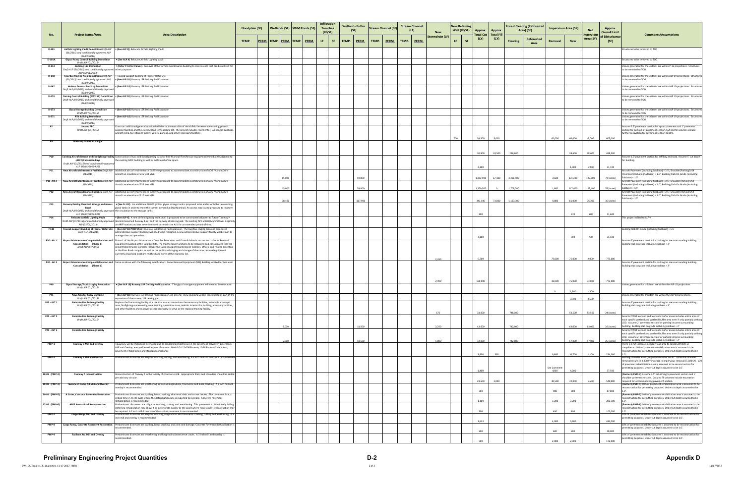| No. | Project Name/Area | Area Description | Floodplain (SF) | | Wetlands (SF) | | SWM Ponds (SF) | | Infiltration Trenches (LF/SF) | | Wetlands Buffer (SF) | | Stream Channel (SF) | | Stream Channel (LF) | | New Stormdrain (LF) | New Retaining Wall (LF/SF) | | Approx. Total Cut (CY) | Approx. Total Fill (CY) | Forest Clearing (Reforested Area) (SF) | | Impervious Area (SY) | | Net Impervious Area (SY) | Approx. Overall Limit of Disturbance (SF) | Comments/Assumptions |
|---|---|---|---|---|---|---|---|---|---|---|---|---|---|---|---|---|---|---|---|---|---|---|---|---|---|---|---|---|
| | | | TEMP. | PERM. | TEMP. | PERM. | TEMP. | PERM. | LF | SF | TEMP. | PERM. | TEMP. | PERM. | TEMP. | PERM. | | LF | SF | | | Clearing | Reforested Area | Removal | New | | | |
| D-101 | Airfield Lighting Vault Demolition *Draft ALP (01/2015) and conditionally approved ALP (02/01/2013)* | • (See ALP 4) Relocate Airfield Lighting Vault | | | | | | | | | | | | | | | | | | | | | | | | | | Structures to be removed to TOG |
| D-101A | Glycol Pump Control Building Demolition *Draft ALP (01/2015)* | • (See ALP 4) Relocate Airfield Lighting Vault | | | | | | | | | | | | | | | | | | | | | | | | | | Structures to be removed to TOG |
| D-113 | Building 113 Demolition *Draft ALP (01/2015) and conditionally approved ALP (02/01/2013)* | • (Refer P-13 for Values) Removal of the former maintenance building to create a site that can be utilized for other purposes | | | | | | | | | | | | | | | | | | | | | | | | | | Values generated for these items are within P-13 projections. Structures to be removed to TOG |
| D-148 | Taxi/Bus Staging Area Demolition *Draft ALP (01/2015) and conditionally approved ALP (02/01/2013)* | • Taxicab Support Building at Former Hotel Site • (See ALP 18) Runway 15R Deicing Pad Expansion | | | | | | | | | | | | | | | | | | | | | | | | | | Values generated for these items are within ALP 19 projections. Structures to be removed to TOG |
| D-167 | Hudson General Bus Stop Demolition *Draft ALP (01/2015) and conditionally approved ALP (02/01/2013)* | • (See ALP 18) Runway 15R Deicing Pad Expansion | | | | | | | | | | | | | | | | | | | | | | | | | | Values generated for these items are within ALP 19 projections. Structures to be removed to TOG |
| D-170 | Deicing Control Building (RW 15R) Demolition *Draft ALP (01/2015) and conditionally approved ALP (02/01/2013)* | • (See ALP 18) Runway 15R Deicing Pad Expansion | | | | | | | | | | | | | | | | | | | | | | | | | | Values generated for these items are within ALP 19 projections. Structures to be removed to TOG |
| D-173 | Glycol Storage Building Demolition *Draft ALP (01/2015)* | • (See ALP 18) Runway 15R Deicing Pad Expansion | | | | | | | | | | | | | | | | | | | | | | | | | | Values generated for these items are within ALP 19 projections. Structures to be removed to TOG |
| D-271 | RTR Building Demolition *Draft ALP (01/2015) and conditionally approved ALP (02/01/2013)* | • (See ALP 18) Runway 15R Deicing Pad Expansion | | | | | | | | | | | | | | | | | | | | | | | | | | Values generated for these items are within ALP 19 projections. Structures to be removed to TOG |
| P7 | Second FBO *Draft ALP (01/2015)* | Construct additional general aviation facilities on the east side of the airfield between the existing general aviation facilities and the existing long-term parking lot. The project includes Pilot Center, GA hangar buildings, aircraft ramp, fuel storage facility, vehicle parking, and other necessary facilities | | | | | | | | | | | | | | | 700 | | | 54,200 | 5,000 | | | 62,000 | 60,000 | -2,000 | 605,000 | Assume 2.5' pavement section for apron pavement and 1' pavement section for parking lot pavement section. Cut and fill volumes include further excavation for pavement section depths. |
| P9 | Northrop Grumman Hangar | | | | | | | | | | | | | | | | | | | 30,900 | 18,500 | 236,600 | | | 38,600 | 38,600 | 498,500 | |
| P10 | Existing Aircraft Rescue and Firefighting Facility (ARFF) Expansion Bays *Draft ALP (01/2015) and conditionally approved ALP (02/01/2013-P26)* | Construction of two additional parking bays for BWI Marshall Fire/Rescue equipment immediately adjacent to the existing ARFF building as well as additional office space. | | | | | | | | | | | | | | | | | | 2,100 | | | | | 1,900 | 1,900 | 31,100 | Assume 1.5' pavement section for arff bay and road. Assume 5' cut depth for building. |
| P11 | New Aircraft Maintenance Facilities *Draft ALP (01/2015)* | Additional aircraft maintenance facility to proposed to accommodate a combination of ADG IV and ADG V aircraft an elevation of 235 feet MSL. | | | | 15,000 | | | | | | 59,000 | | | | | | | | 1,092,900 | 67,100 | 2,236,900 | | 3,600 | 131,200 | 127,600 | 72 (Acres) | Aircraft Pavement (Including Subbase) = 2.5'; Shoulder/Parking/VSR Pavement (Including Subbase) = 1.0'; Building Slab On Grade (Including Subbase) = 1.5' |
| P11- Alt 2 | New Aircraft Maintenance Facilities *Draft ALP (01/2015)* | Additional aircraft maintenance facility to proposed to accommodate a combination of ADG IV and ADG V aircraft an elevation of 235 feet MSL. | | | | 15,000 | | | | | | 59,000 | | | | | | | | 1,270,500 | 0 | 1,702,700 | | 1,600 | 117,000 | 115,400 | 55 (Acres) | Aircraft Pavement (Including Subbase) = 2.5'; Shoulder/Parking/VSR Pavement (Including Subbase) = 1.0'; Building Slab On Grade (Including Subbase) = 1.5' |
| P12 | New Aircraft Maintenance Facilities *Draft ALP (01/2015)* | Additional aircraft maintenance facility to proposed to accommodate a combination of ADG IV and ADG V aircraft an elevation of 210 feet MSL. | | | | 39,400 | | | | | | 117,900 | | | | | | | | 343,100 | 73,000 | 1,133,300 | | 4,800 | 81,000 | 76,200 | 36 (Acres) | Aircraft Pavement (Including Subbase) = 2.5'; Shoulder/Parking/VSR Pavement (Including Subbase) = 1.0'; Building Slab On Grade (Including Subbase) = 1.5' |
| P13 | Runway Deicing Chemical Storage and Access Road *Draft ALP (01/2015) and conditionally approved ALP (02/01/2013-P41)* | • (See D-113): An additional 20,000 gallons glycol storage tank is proposed to be added with the two existing glycol tanks in order to meet the current demand at BWI Marshall. An access road is also proposed to improve the circulation to the storage tanks. | | | | | | | | | | | | | | | | | | | | | | | | | | |
| P14 | Relocate Airfield Lighting Vault *Draft ALP (01/2015) and conditionally approved ALP (02/01/2013)* | • (See ALP 4): A new airfield lighting vault (ALV) is proposed to be constructed adjacent to future Taxiway P (decommissioned Runway 4-22) and the Runway 28 deicing pad. The existing ALV at BWI Marshall was originally an ARFF station and was never intended to remain the ALV for an extended period of time. | | | | | | | | | | | | | | | | | | 200 | | | | | 570 | 570 | 11,600 | This project added to ALP-4 |
| P148 | Taxicab Support Building at Former Hotel Site *Draft ALP (01/2015)* | • (See ALP 18-PROPOSED) Runway 15R Deicing Pad Expansion. The taxi/bus staging area and associated administrative support building will need to be relocated. A new administrative support facility will be built to manage the taxi operations. | | | | | | | | | | | | | | | | | | 1,100 | | | | | 700 | 700 | 35,500 | Building Slab On Grade (Including Subbase) = 1.5' |
| P30 - Alt 1 | Airport Maintenance Complex Relocation and Consolidation (Phase 1) *Draft ALP (01/2015)* | Phase 1 of the Airport Maintenance Complex Relocation and Consolidation is to construct a Snow Removal Equipment Building at the Gold Lot Site. The maintenance functions to be relocated and consolidated into the Airport Maintenance Complex include the Current airport maintenance facilities, offices, and related amenities at the Elm Road complex, as well as the additional staging and storage of the snow removal equipment currently at parking locations midfield and north of the economy lot. | | | | | | | | | | | | | | | 2,450 | | | 6,300 | | | | 73,000 | 75,000 | 2,000 | 773,000 | Assume 2' pavement section for parking lot area surrounding building. Building slab on grade including subbase = 2' |
| P30 - Alt 2 | Airport Maintenance Complex Relocation and Consolidation (Phase 1) | Same as above with the following modification: Snow Removal Equipment (SRE) Building located further west. | | | | | | | | | | | | | | | 2,490 | | | 160,000 | | | | 62,000 | 75,000 | 33,000 | 773,000 | Assume 2' pavement section for parking lot area surrounding building. Building slab on grade including subbase = 2' |
| P40 | Glycol Storage/Truck Staging Relocation *Draft ALP (01/2015)* | • (See ALP 18) Runway 15R Deicing Pad Expansion. The glycol storage equipment will need to be relocated. | | | | | | | | | | | | | | | | | | | | | | 0 | 1,300 | 1,300 | | Values generated for this item are within the ALP 18 projections. |
| P41 | New Area for Snow Dumping *Draft ALP (01/2015)* | • (See ALP 18) Runway 15R Deicing Pad Expansion. An area for snow dumping will be constructed as part of the expansion of the runway 15R deicing pad. | | | | | | | | | | | | | | | | | | | | | | | 3,500 | 3,500 | | Values generated for this item are within the ALP 18 projections. |
| P45 - ALT 1 | Relocate Fire Training Facility *Draft ALP (01/2015)* | Replace the fire training facility at a site that can accommodate the necessary facilities, to include a burn pit area, firefighting maneuvering area, training operations area, realistic interior fire building, accessory facilities, and other facilities and roadway access necessary to serve as the regional training facility. | | | | | | | | | | | | | | | 675 | | | 33,800 | | 748,000 | | | 53,500 | 53,500 | 24 (Acres) | Assume 2' pavement section for parking lot area surrounding building. Building slab on grade including subbase = 2' |
| P45 - ALT 2 | Relocate Fire Training Facility *Draft ALP (01/2015)* | | | | | 5,000 | | | | | | 18,500 | | | | | 2,250 | | | 42,600 | | 742,000 | | | 63,000 | 63,000 | 26 (Acres) | Area for SWM wetland and wetlands buffer areas includes entire area of each specific wetland and wetland buffer area even if only partially within LOD. Assume 2' pavement section for parking lot area surrounding building. Building slab on grade including subbase = 2' |
| P45 - ALT 3 | Relocate Fire Training Facility | | | | | 5,000 | | | | | | 18,500 | | | | | 1,800 | | | 32,000 | | 742,000 | | | 57,000 | 57,000 | 25 (Acres) | Area for SWM wetland and wetlands buffer areas includes entire area of each specific wetland and wetland buffer area even if only partially within LOD. Assume 2' pavement section for parking lot area surrounding building. Building slab on grade including subbase = 2' |
| PMP-1 | Taxiway G Mill and Overlay | Taxiway G will be milled and overlayed due to predominant distresses in the pavement. However, Emergency Mill and Overlay was performed as part of contract MAA-CO-112-008 Runway 10-28 Runway Safety Area, pavement rehabilitation and standard compliance. | | | | | | | | | | | | | | | | | | 3,900 | 390 | | | 9,600 | 10,700 | 1,100 | 224,000 | There is a net increase in impervious area to construct fillets in compliance. 10% of pavement rehabilitation area is assumed to be reconstruction for permitting purposes. Undercut depth assumed to be 1.0'. |
| PMP-2 | Taxiway P Mill and Overlay | Predominant distresses are alligator cracking, rutting, and weathering. A 2 inch mill and overlay is recommended. | | | | | | | | | | | | | | | | | | 1,400 | | | | See Comment 4200 | 4,200 | | 37,500 | Existing shoulder width, required shoulder width. Potential shoulder removal results in 3,300 SY increase in impervious removal (7,500 SF). 10% of pavement rehabilitation area is assumed to be reconstruction for permitting purposes. Undercut depth assumed to be 1.0'. |
| 18-01 (PMP-3) | Taxiway T reconstruction | Reconstruction of Taxiway T in the vicinity of Concourse A/B. Appropriate fillets and shoulders should be added per advisory circular. | | | | | | | | | | | | | | | | | | 28,600 | 3,000 | | | 40,500 | 42,000 | 1,500 | 540,000 | (Formerly PMP-3) Assume 2.5' full-strength pavement section and 1' shoulder pavement section. Cut and fill volumes include excavation required for accommodating pavement section. |
| 18-02 (PMP-4) | Taxilane at Ramp A8 Mill and Overlay | Predominant distresses are weathering as well as longitudinal, transverse and block cracking. A 2 inch mill and overlay is recommended. | | | | | | | | | | | | | | | | | | 300 | | | | 980 | 980 | | 87,800 | (Formerly PMP-4) 10% of pavement rehabilitation area is assumed to be reconstruction for permitting purposes. Undercut depth assumed to be 1.0'. |
| 20-01 (PMP-5) | B Gates, Concrete Pavement Restoration | Predominant distresses are spalling, linear cracking, shattered slabs and corner breaks. This pavement is at a critical time in its life cycle where the deterioration rate is expected to increase. Concrete Pavement Rehabilitation is recommended. | | | | | | | | | | | | | | | | | | 1,100 | | | | 3,200 | 3,200 | | 286,800 | (Formerly PMP-5) 10% of pavement rehabilitation area is assumed to be reconstruction for permitting purposes. Undercut depth assumed to be 1.0'. |
| 17-02 (PMP-6) | ARFF Access Road Reconstruction | Predominant distresses are alligator cracking, rutting, and weathering. This pavement is functionally failing. Deferring rehabilitation may allow it to deteriorate quickly to the point where more costly reconstruction may be required. A 2 inch mill & overlay of the asphalt pavement is recommended. | | | | | | | | | | | | | | | | | | 200 | | | | 400 | 400 | | 102,000 | (Formerly PMP-6) 10% of pavement rehabilitation area is assumed to be reconstruction for permitting purposes. Undercut depth assumed to be 1.0'. |
| PMP-7 | Cargo Ramp, Mill and Overlay | Predominant distresses are alligator cracking, longitudinal and transverse cracking, rutting, and weathering. A 2 inch mill and overlay is recommended. | | | | | | | | | | | | | | | | | | 1,633 | | | | 4,900 | 4,900 | | 434,000 | 10% of pavement rehabilitation area is assumed to be reconstruction for permitting purposes. Undercut depth assumed to be 1.0'. |
| PMP-8 | Cargo Ramp, Concrete Pavement Restoration | Predominant distresses are spalling, linear cracking, and joint seal damage. Concrete Pavement Rehabilitation is recommended. | | | | | | | | | | | | | | | | | | 200 | | | | 600 | 600 | | 48,000 | 10% of pavement rehabilitation area is assumed to be reconstruction for permitting purposes. Undercut depth assumed to be 1.0'. |
| PMP-9 | Taxilane AA, Mill and Overlay | Predominant distresses are weathering and longitudinal/transverse cracks. A 2 inch mill and overlay is recommended. | | | | | | | | | | | | | | | | | | 700 | | | | 2,000 | 2,000 | | 176,000 | 10% of pavement rehabilitation area is assumed to be reconstruction for permitting purposes. Undercut depth assumed to be 1.0'. |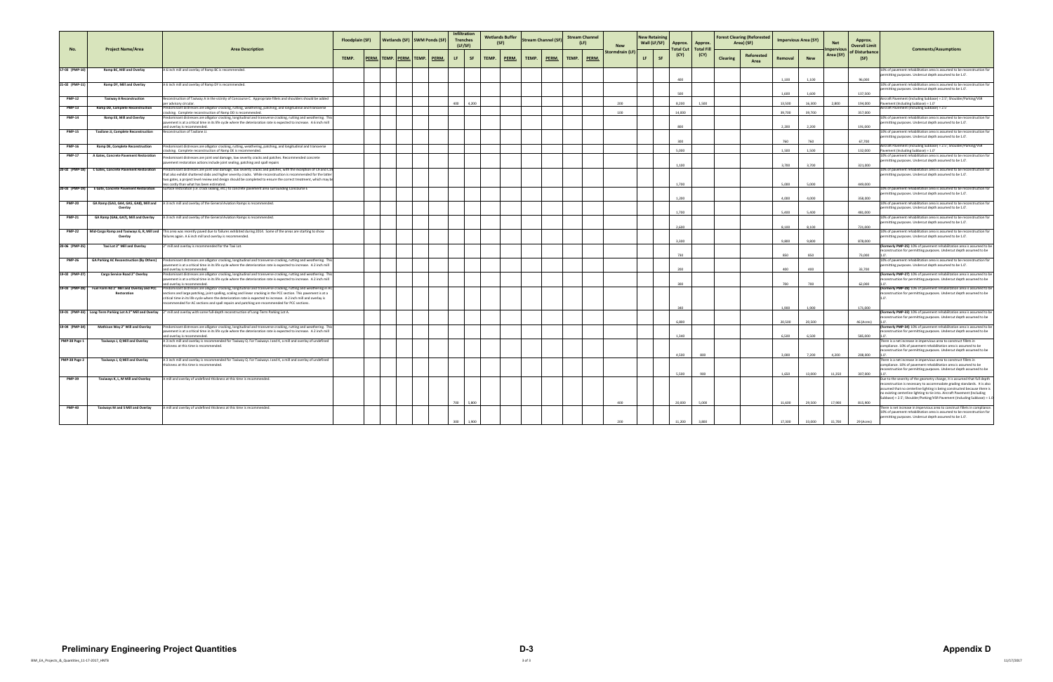| No. | Project Name/Area | Area Description | Floodplain (SF) | | Wetlands (SF) | | SWM Ponds (SF) | | Infiltration Trenches (LF/SF) | | Wetlands Buffer (SF) | | Stream Channel (SF) | | Stream Channel (LF) | | New Stormdrain (LF) | New Retaining Wall (LF/SF) | | Approx. Total Cut (CY) | Approx. Total Fill (CY) | Forest Clearing (Reforested Area) (SF) | | Impervious Area (SY) | | Net Impervious Area (SY) | Approx. Overall Limit of Disturbance (SF) | Comments/Assumptions |
|---|---|---|---|---|---|---|---|---|---|---|---|---|---|---|---|---|---|---|---|---|---|---|---|---|---|---|---|---|
| | | | TEMP. | PERM. | TEMP. | PERM. | TEMP. | PERM. | LF | SF | TEMP. | PERM. | TEMP. | PERM. | TEMP. | PERM. | | LF | SF | | | Clearing | Reforested Area | Removal | New | | | |
| 17-02 (PMP-10) | Ramp BC, Mill and Overlay | A 6 inch mill and overlay of Ramp BC is recommended. | | | | | | | | | | | | | | | | | | 400 | | | | 1,100 | 1,100 | | 96,000 | 10% of pavement rehabilitation area is assumed to be reconstruction for permitting purposes. Undercut depth assumed to be 1.0'. |
| 21-02 (PMP-11) | Ramp DY, Mill and Overlay | A 6 inch mill and overlay of Ramp DY is recommended. | | | | | | | | | | | | | | | | | | 500 | | | | 1,600 | 1,600 | | 137,500 | 10% of pavement rehabilitation area is assumed to be reconstruction for permitting purposes. Undercut depth assumed to be 1.0'. |
| PMP-12 | Taxiway A Reconstruction | Reconstruction of Taxiway A in the vicinity of Concourse C. Appropriate fillets and shoulders should be added per advisory circular. | | | | | | | 400 | 4,200 | | | | | | | 200 | | | 8,200 | 1,500 | | | 13,500 | 16,300 | 2,800 | 194,000 | Aircraft Pavement (including Subbase) = 2.5'; Shoulder/Parking/VSR Pavement (including Subbase) = 1.0' |
| PMP-13 | Ramp DD, Complete Reconstruction | Predominant distresses are alligator cracking, rutting, weathering, patching, and longitudinal and transverse cracking. Complete reconstruction of Ramp DD is recommended. | | | | | | | | | | | | | | | 100 | | | 14,800 | | | | 39,700 | 39,700 | | 357,800 | Aircraft Pavement (including Subbase) = 2.5' |
| PMP-14 | Ramp EE, Mill and Overlay | Predominant distresses are alligator cracking, longitudinal and transverse cracking, rutting and weathering. This pavement is at a critical time in its life cycle where the deterioration rate is expected to increase. A 6 inch mill and overlay is recommended. | | | | | | | | | | | | | | | | | | 800 | | | | 2,200 | 2,200 | | 195,000 | 10% of pavement rehabilitation area is assumed to be reconstruction for permitting purposes. Undercut depth assumed to be 1.0'. |
| PMP-15 | Taxilane JJ, Complete Reconstruction | Reconstruction of Taxilane JJ. | | | | | | | | | | | | | | | | | | 300 | | | | 760 | 760 | | 67,700 | 10% of pavement rehabilitation area is assumed to be reconstruction for permitting purposes. Undercut depth assumed to be 1.0'. |
| PMP-16 | Ramp DE, Complete Reconstruction | Predominant distresses are alligator cracking, rutting, weathering, patching, and longitudinal and transverse cracking. Complete reconstruction of Ramp DE is recommended. | | | | | | | | | | | | | | | | | | 5,000 | | | | 1,500 | 1,500 | | 132,000 | Aircraft Pavement (including Subbase) = 2.5'; Shoulder/Parking/VSR Pavement (including Subbase) = 1.0' |
| PMP-17 | A Gates, Concrete Pavement Restoration | Predominant distresses are joint seal damage, low severity cracks and patches. Recommended concrete pavement restoration actions include joint sealing, patching and spall repairs | | | | | | | | | | | | | | | | | | 1,100 | | | | 3,700 | 3,700 | | 323,000 | 10% of pavement rehabilitation area is assumed to be reconstruction for permitting purposes. Undercut depth assumed to be 1.0'. |
| 20-02 (PMP-18) | C Gates, Concrete Pavement Restoration | Predominant distresses are joint seal damage, low severity cracks and patches, with the exception of C9 and C10 that also exhibit shattered slabs and higher severity cracks. While reconstruction is recommended for the latter two gates, a project level review and design should be completed to ensure the correct treatment, which may be less costly than what has been estimated. | | | | | | | | | | | | | | | | | | 1,700 | | | | 5,000 | 5,000 | | 449,000 | 10% of pavement rehabilitation area is assumed to be reconstruction for permitting purposes. Undercut depth assumed to be 1.0'. |
| 20-03 (PMP-19) | E Gate, Concrete Pavement Restoration | Surface restoration (i.e. crack sealing, etc.) to concrete pavement area surrounding Concourse E | | | | | | | | | | | | | | | | | | 1,200 | | | | 4,000 | 4,000 | | 358,000 | 10% of pavement rehabilitation area is assumed to be reconstruction for permitting purposes. Undercut depth assumed to be 1.0'. |
| PMP-20 | GA Ramp (GA1, GA4, GA5, GA8), Mill and Overlay | A 3 inch mill and overlay of the General Aviation Ramps is recommended. | | | | | | | | | | | | | | | | | | 1,700 | | | | 5,400 | 5,400 | | 482,000 | 10% of pavement rehabilitation area is assumed to be reconstruction for permitting purposes. Undercut depth assumed to be 1.0'. |
| PMP-21 | GA Ramp (GA6, GA7), Mill and Overlay | A 3 inch mill and overlay of the General Aviation Ramps is recommended. | | | | | | | | | | | | | | | | | | 2,600 | | | | 8,100 | 8,100 | | 721,000 | 10% of pavement rehabilitation area is assumed to be reconstruction for permitting purposes. Undercut depth assumed to be 1.0'. |
| PMP-22 | Mid-Cargo Ramp and Taxiways G, R, Mill and Overlay | This area was recently paved due to failures exhibited during 2014. Some of the areas are starting to show failures again. A 6 inch mill and overlay is recommended. | | | | | | | | | | | | | | | | | | 3,300 | | | | 9,800 | 9,800 | | 878,000 | 10% of pavement rehabilitation area is assumed to be reconstruction for permitting purposes. Undercut depth assumed to be 1.0'. |
| 20-06 (PMP-25) | Taxi Lot 2" Mill and Overlay | 2" mill and overlay is recommended for the Taxi Lot. | | | | | | | | | | | | | | | | | | 730 | | | | 850 | 850 | | 73,000 | (Formerly PMP-25) 10% of pavement rehabilitation area is assumed to be reconstruction for permitting purposes. Undercut depth assumed to be 1.0'. |
| PMP-26 | GA Parking AC Reconstruction (By Others) | Predominant distresses are alligator cracking, longitudinal and transverse cracking, rutting and weathering. This pavement is at a critical time in its life cycle where the deterioration rate is expected to increase. A 2 inch mill and overlay is recommended. | | | | | | | | | | | | | | | | | | 200 | | | | 400 | 400 | | 33,700 | 10% of pavement rehabilitation area is assumed to be reconstruction for permitting purposes. Undercut depth assumed to be 1.0'. |
| 19-02 (PMP-27) | Cargo Service Road 2" Overlay | Predominant distresses are alligator cracking, longitudinal and transverse cracking, rutting and weathering. This pavement is at a critical time in its life cycle where the deterioration rate is expected to increase. A 2 inch mill and overlay is recommended. | | | | | | | | | | | | | | | | | | 300 | | | | 700 | 700 | | 62,000 | (Formerly PMP-27) 10% of pavement rehabilitation area is assumed to be reconstruction for permitting purposes. Undercut depth assumed to be 1.0'. |
| 19-03 (PMP-29) | Fuel Farm Rd 2" Mill and Overlay and PCC Restoration | Predominant distresses are alligator cracking, longitudinal and transverse cracking, rutting and weathering of AC sections and large patching, joint spalling, scaling and linear cracking in the PCC section. This pavement is at a critical time in its life cycle where the deterioration rate is expected to increase. A 2 inch mill and overlay is recommended for AC sections and spall repairs and patching are recommended for PCC sections. | | | | | | | | | | | | | | | | | | 340 | | | | 1,900 | 1,900 | | 171,000 | (Formerly PMP-29) 10% of pavement rehabilitation area is assumed to be reconstruction for permitting purposes. Undercut depth assumed to be 1.0'. |
| 19-01 (PMP-33) | Long-Term Parking Lot A 2" Mill and Overlay | 2" mill and overlay with some full-depth reconstruction of Long-Term Parking Lot A. | | | | | | | | | | | | | | | | | | 6,800 | | | | 20,500 | 20,500 | | 46 (Acres) | (Formerly PMP-33) 10% of pavement rehabilitation area is assumed to be reconstruction for permitting purposes. Undercut depth assumed to be 1.0'. |
| 19-04 (PMP-34) | Mathison Way 2" Mill and Overlay | Predominant distresses are alligator cracking, longitudinal and transverse cracking, rutting and weathering. This pavement is at a critical time in its life cycle where the deterioration rate is expected to increase. A 2 inch mill and overlay is recommended. | | | | | | | | | | | | | | | | | | 1,340 | | | | 6,500 | 6,500 | | 585,000 | (Formerly PMP-34) 10% of pavement rehabilitation area is assumed to be reconstruction for permitting purposes. Undercut depth assumed to be 1.0'. |
| PMP-38 Page 1 | Taxiways J, Q Mill and Overlay | A 3 inch mill and overlay is recommended for Taxiway Q. For Taxiways J and K, a mill and overlay of undefined thickness at this time is recommended. | | | | | | | | | | | | | | | | | | 4,500 | 800 | | | 3,000 | 7,200 | 4,200 | 208,000 | There is a net increase in impervious area to construct fillets in compliance. 10% of pavement rehabilitation area is assumed to be reconstruction for permitting purposes. Undercut depth assumed to be 1.0'. |
| PMP-38 Page 2 | Taxiways J, Q Mill and Overlay | A 3 inch mill and overlay is recommended for Taxiway Q. For Taxiways J and K, a mill and overlay of undefined thickness at this time is recommended. | | | | | | | | | | | | | | | | | | 5,500 | 900 | | | 1,650 | 13,000 | 11,350 | 307,000 | There is a net increase in impervious area to construct fillets in compliance. 10% of pavement rehabilitation area is assumed to be reconstruction for permitting purposes. Undercut depth assumed to be 1.0'. |
| PMP-39 | Taxiways K, L, M Mill and Overlay | A mill and overlay of undefined thickness at this time is recommended. | | | | | | | 700 | 5,800 | | | | | | | 400 | | | 29,800 | 5,000 | | | 11,600 | 29,500 | 17,900 | 815,900 | Due to the severity of the geometry change, it is assumed that full depth reconstruction is necessary to accommodate grading standards. It is also assumed that no centerline lighting is being constructed because there is no existing centerline lighting to tie into. Aircraft Pavement (including Subbase) = 2.5'; Shoulder/Parking/VSR Pavement (including Subbase) = 1.0' |
| PMP-40 | Taxiways M and S Mill and Overlay | A mill and overlay of undefined thickness at this time is recommended. | | | | | | | 300 | 1,900 | | | | | | | 200 | | | 11,200 | 3,800 | | | 17,200 | 33,000 | 15,700 | 29 (Acres) | There is a net increase in impervious area to construct fillets in compliance. 10% of pavement rehabilitation area is assumed to be reconstruction for permitting purposes. Undercut depth assumed to be 1.0'. |

**Preliminary Engineering Project Quantities**